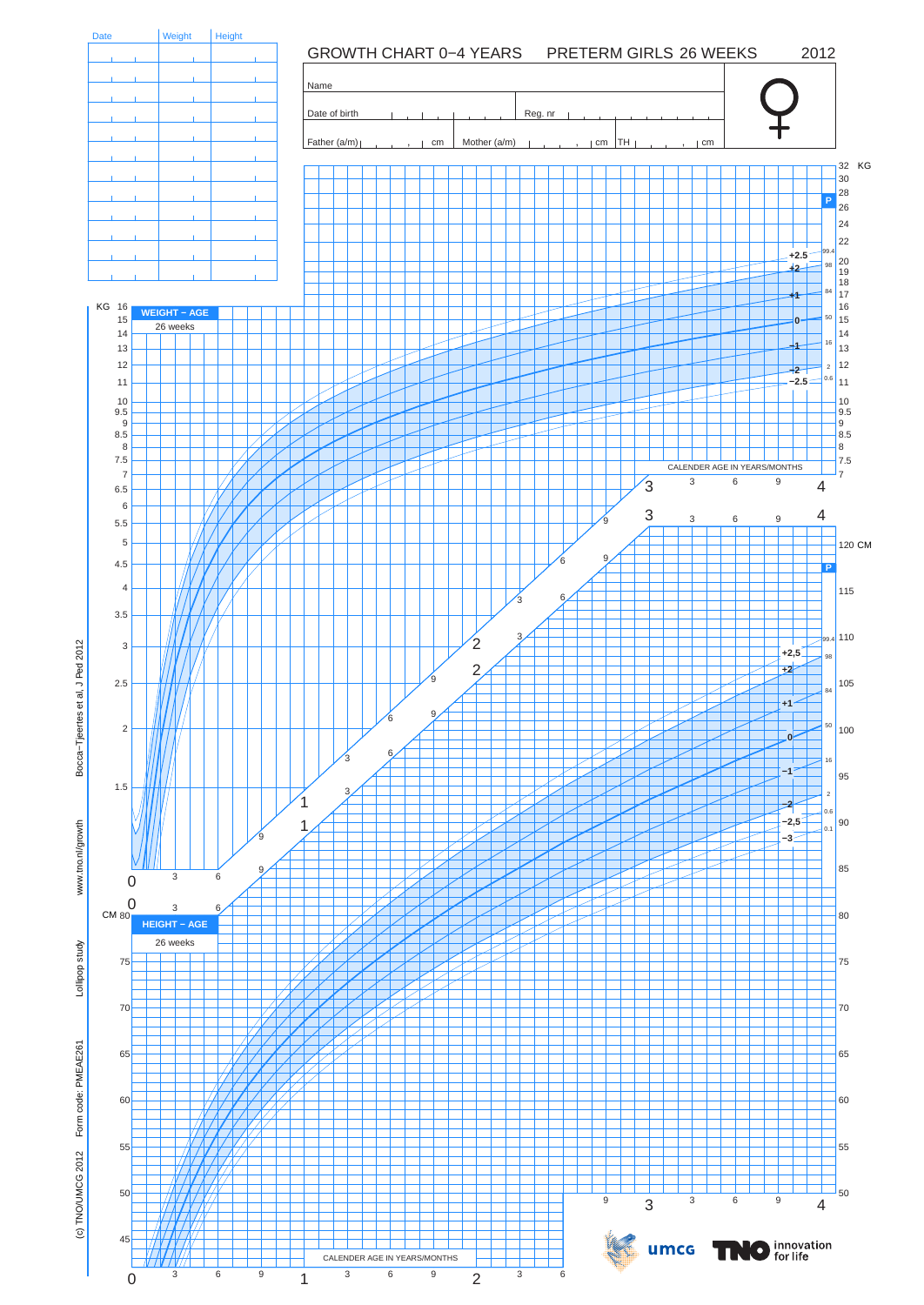# GROWTH CHART 0−4 YEARS PRETERM GIRLS 26 WEEKS 2012

| Date | Weight | Height |
|---|---|---|
| | | |
| | | |
| | | |
| | | |
| | | |
| | | |
| | | |
| | | |
| | | |
| | | |
| | | |
| | | |

Name

Date of birth Reg. nr

Father (a/m) cm Mother (a/m) cm TH cm

**WEIGHT − AGE**

26 weeks

**HEIGHT − AGE**

26 weeks

CALENDER AGE IN YEARS/MONTHS

KG

CM

P

+2.5, +2, +1, 0, −1, −2, −2.5

99.4, 98, 84, 50, 16, 2, 0.6

+2,5, +2, +1, 0, −1, −2, −2,5, −3

99.4, 98, 84, 50, 16, 2, 0.6, 0.1

Bocca−Tjeertes et al, J Ped 2012

www.tno.nl/growth

Lollipop study

Form code: PMEAE261

(c) TNO/UMCG 2012

umcg

TNO innovation for life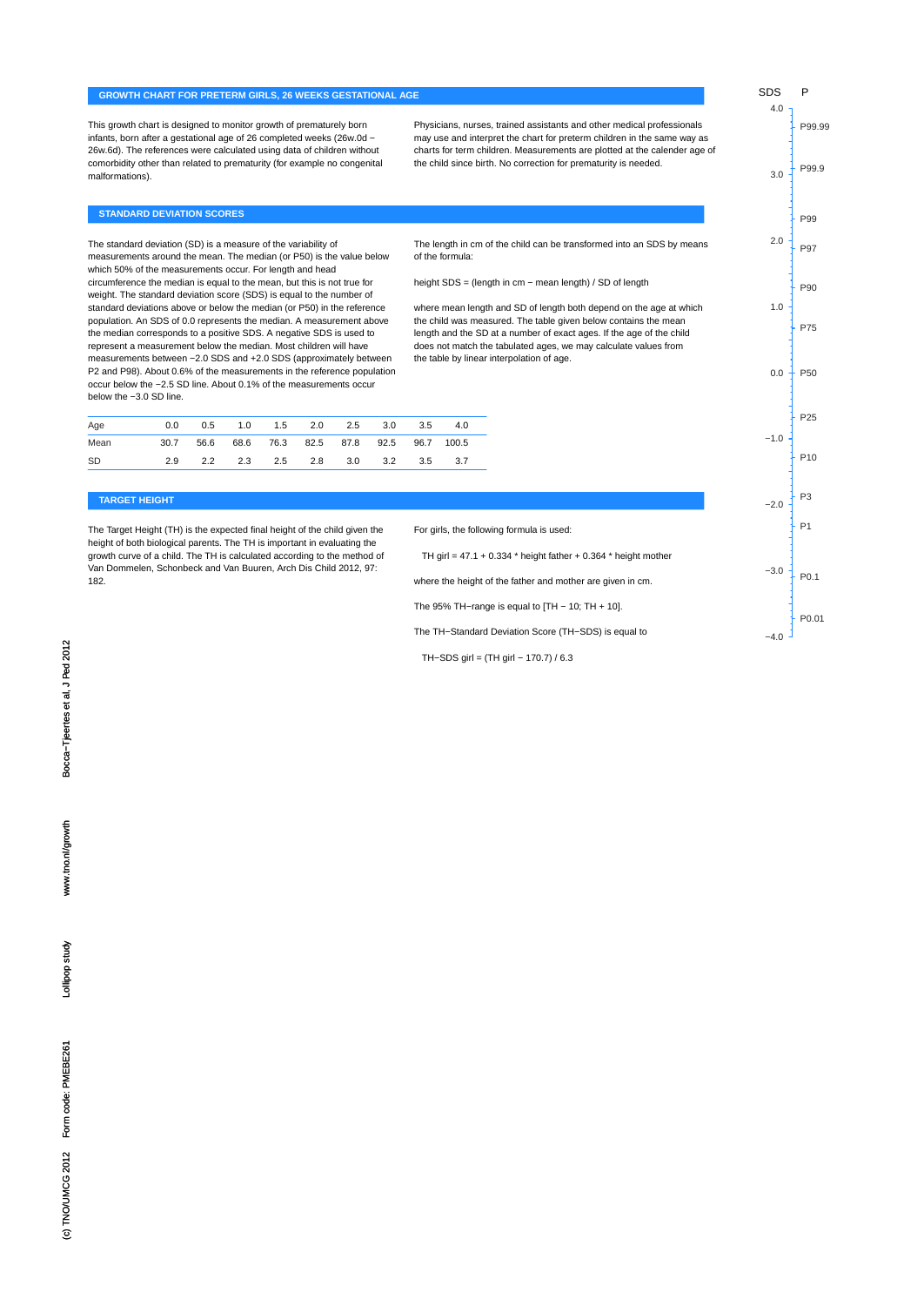## GROWTH CHART FOR PRETERM GIRLS, 26 WEEKS GESTATIONAL AGE

This growth chart is designed to monitor growth of prematurely born infants, born after a gestational age of 26 completed weeks (26w.0d − 26w.6d). The references were calculated using data of children without comorbidity other than related to prematurity (for example no congenital malformations).

Physicians, nurses, trained assistants and other medical professionals may use and interpret the chart for preterm children in the same way as charts for term children. Measurements are plotted at the calender age of the child since birth. No correction for prematurity is needed.

## STANDARD DEVIATION SCORES

The standard deviation (SD) is a measure of the variability of measurements around the mean. The median (or P50) is the value below which 50% of the measurements occur. For length and head circumference the median is equal to the mean, but this is not true for weight. The standard deviation score (SDS) is equal to the number of standard deviations above or below the median (or P50) in the reference population. An SDS of 0.0 represents the median. A measurement above the median corresponds to a positive SDS. A negative SDS is used to represent a measurement below the median. Most children will have measurements between −2.0 SDS and +2.0 SDS (approximately between P2 and P98). About 0.6% of the measurements in the reference population occur below the −2.5 SD line. About 0.1% of the measurements occur below the −3.0 SD line.

| Age | 0.0 | 0.5 | 1.0 | 1.5 | 2.0 | 2.5 | 3.0 | 3.5 | 4.0 |
|---|---|---|---|---|---|---|---|---|---|
| Mean | 30.7 | 56.6 | 68.6 | 76.3 | 82.5 | 87.8 | 92.5 | 96.7 | 100.5 |
| SD | 2.9 | 2.2 | 2.3 | 2.5 | 2.8 | 3.0 | 3.2 | 3.5 | 3.7 |

The length in cm of the child can be transformed into an SDS by means of the formula:

height SDS = (length in cm − mean length) / SD of length

where mean length and SD of length both depend on the age at which the child was measured. The table given below contains the mean length and the SD at a number of exact ages. If the age of the child does not match the tabulated ages, we may calculate values from the table by linear interpolation of age.

## TARGET HEIGHT

The Target Height (TH) is the expected final height of the child given the height of both biological parents. The TH is important in evaluating the growth curve of a child. The TH is calculated according to the method of Van Dommelen, Schonbeck and Van Buuren, Arch Dis Child 2012, 97: 182.

For girls, the following formula is used:

TH girl = 47.1 + 0.334 * height father + 0.364 * height mother

where the height of the father and mother are given in cm.

The 95% TH−range is equal to [TH − 10; TH + 10].

The TH−Standard Deviation Score (TH−SDS) is equal to

TH−SDS girl = (TH girl − 170.7) / 6.3

SDS P
4.0
P99.99
3.0
P99.9
P99
2.0
P97
P90
1.0
P75
0.0
P50
P25
−1.0
P10
P3
−2.0
P1
−3.0
P0.1
P0.01
−4.0

(c) TNO/UMCG 2012 Form code: PMEBE261 Lollipop study www.tno.nl/growth Bocca−Tjeertes et al, J Ped 2012